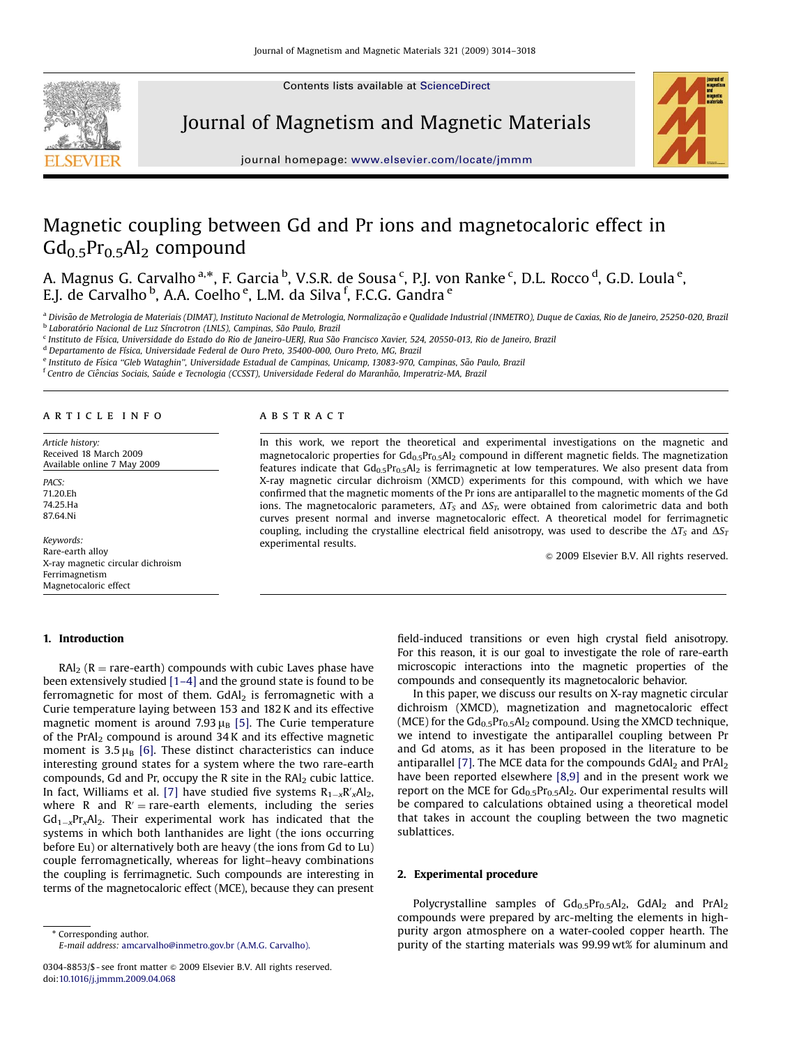# Magnetic coupling between Gd and Pr ions and magnetocaloric effect in $Gd_{0.5}Pr_{0.5}Al_2$ compound

A. Magnus G. Carvalho [a,*], F. Garcia [b], V.S.R. de Sousa [c], P.J. von Ranke [c], D.L. Rocco [d], G.D. Loula [e], E.J. de Carvalho [b], A.A. Coelho [e], L.M. da Silva [f], F.C.G. Gandra [e]

[a] Divisão de Metrologia de Materiais (DIMAT), Instituto Nacional de Metrologia, Normalização e Qualidade Industrial (INMETRO), Duque de Caxias, Rio de Janeiro, 25250-020, Brazil
[b] Laboratório Nacional de Luz Síncrotron (LNLS), Campinas, São Paulo, Brazil
[c] Instituto de Física, Universidade do Estado do Rio de Janeiro-UERJ, Rua São Francisco Xavier, 524, 20550-013, Rio de Janeiro, Brazil
[d] Departamento de Física, Universidade Federal de Ouro Preto, 35400-000, Ouro Preto, MG, Brazil
[e] Instituto de Física "Gleb Wataghin", Universidade Estadual de Campinas, Unicamp, 13083-970, Campinas, São Paulo, Brazil
[f] Centro de Ciências Sociais, Saúde e Tecnologia (CCSST), Universidade Federal do Maranhão, Imperatriz-MA, Brazil

ARTICLE INFO

*Article history:*
Received 18 March 2009
Available online 7 May 2009

*PACS:*
71.20.Eh
74.25.Ha
87.64.Ni

*Keywords:*
Rare-earth alloy
X-ray magnetic circular dichroism
Ferrimagnetism
Magnetocaloric effect

ABSTRACT

In this work, we report the theoretical and experimental investigations on the magnetic and magnetocaloric properties for $Gd_{0.5}Pr_{0.5}Al_2$ compound in different magnetic fields. The magnetization features indicate that $Gd_{0.5}Pr_{0.5}Al_2$ is ferrimagnetic at low temperatures. We also present data from X-ray magnetic circular dichroism (XMCD) experiments for this compound, with which we have confirmed that the magnetic moments of the Pr ions are antiparallel to the magnetic moments of the Gd ions. The magnetocaloric parameters, $\Delta T_S$ and $\Delta S_T$, were obtained from calorimetric data and both curves present normal and inverse magnetocaloric effect. A theoretical model for ferrimagnetic coupling, including the crystalline electrical field anisotropy, was used to describe the $\Delta T_S$ and $\Delta S_T$ experimental results.

© 2009 Elsevier B.V. All rights reserved.

## 1. Introduction

$RAl_2$ (R = rare-earth) compounds with cubic Laves phase have been extensively studied [1–4] and the ground state is found to be ferromagnetic for most of them. $GdAl_2$ is ferromagnetic with a Curie temperature laying between 153 and 182 K and its effective magnetic moment is around 7.93 $\mu_B$ [5]. The Curie temperature of the $PrAl_2$ compound is around 34 K and its effective magnetic moment is 3.5 $\mu_B$ [6]. These distinct characteristics can induce interesting ground states for a system where the two rare-earth compounds, Gd and Pr, occupy the R site in the $RAl_2$ cubic lattice. In fact, Williams et al. [7] have studied five systems $R_{1-x}R'_xAl_2$, where R and R′ = rare-earth elements, including the series $Gd_{1-x}Pr_xAl_2$. Their experimental work has indicated that the systems in which both lanthanides are light (the ions occurring before Eu) or alternatively both are heavy (the ions from Gd to Lu) couple ferromagnetically, whereas for light–heavy combinations the coupling is ferrimagnetic. Such compounds are interesting in terms of the magnetocaloric effect (MCE), because they can present field-induced transitions or even high crystal field anisotropy. For this reason, it is our goal to investigate the role of rare-earth microscopic interactions into the magnetic properties of the compounds and consequently its magnetocaloric behavior.

In this paper, we discuss our results on X-ray magnetic circular dichroism (XMCD), magnetization and magnetocaloric effect (MCE) for the $Gd_{0.5}Pr_{0.5}Al_2$ compound. Using the XMCD technique, we intend to investigate the antiparallel coupling between Pr and Gd atoms, as it has been proposed in the literature to be antiparallel [7]. The MCE data for the compounds $GdAl_2$ and $PrAl_2$ have been reported elsewhere [8,9] and in the present work we report on the MCE for $Gd_{0.5}Pr_{0.5}Al_2$. Our experimental results will be compared to calculations obtained using a theoretical model that takes in account the coupling between the two magnetic sublattices.

## 2. Experimental procedure

Polycrystalline samples of $Gd_{0.5}Pr_{0.5}Al_2$, $GdAl_2$ and $PrAl_2$ compounds were prepared by arc-melting the elements in high-purity argon atmosphere on a water-cooled copper hearth. The purity of the starting materials was 99.99 wt% for aluminum and

* Corresponding author.
E-mail address: amcarvalho@inmetro.gov.br (A.M.G. Carvalho).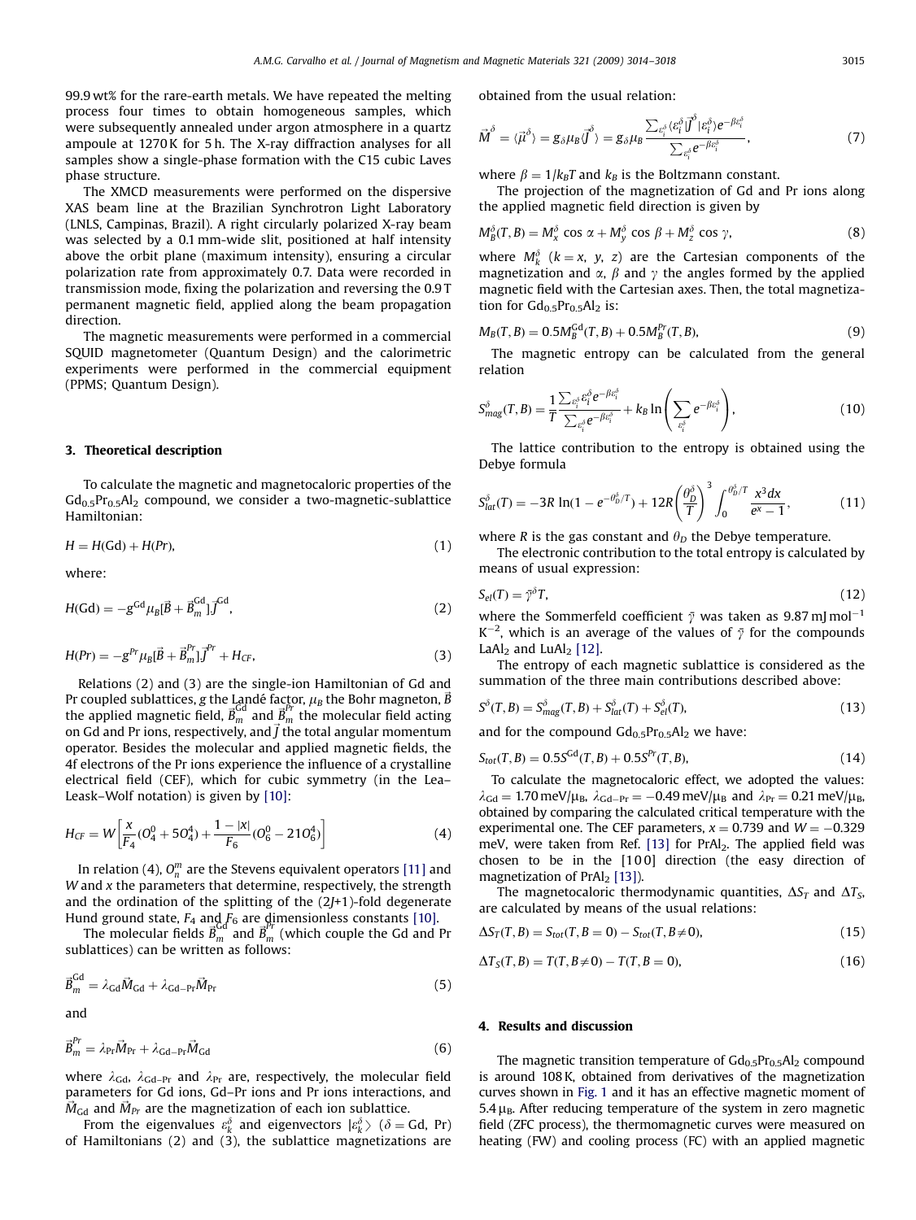99.9 wt% for the rare-earth metals. We have repeated the melting process four times to obtain homogeneous samples, which were subsequently annealed under argon atmosphere in a quartz ampoule at 1270 K for 5 h. The X-ray diffraction analyses for all samples show a single-phase formation with the C15 cubic Laves phase structure.

The XMCD measurements were performed on the dispersive XAS beam line at the Brazilian Synchrotron Light Laboratory (LNLS, Campinas, Brazil). A right circularly polarized X-ray beam was selected by a 0.1 mm-wide slit, positioned at half intensity above the orbit plane (maximum intensity), ensuring a circular polarization rate from approximately 0.7. Data were recorded in transmission mode, fixing the polarization and reversing the 0.9 T permanent magnetic field, applied along the beam propagation direction.

The magnetic measurements were performed in a commercial SQUID magnetometer (Quantum Design) and the calorimetric experiments were performed in the commercial equipment (PPMS; Quantum Design).

## 3. Theoretical description

To calculate the magnetic and magnetocaloric properties of the $Gd_{0.5}Pr_{0.5}Al_2$ compound, we consider a two-magnetic-sublattice Hamiltonian:

$$H = H(\mathrm{Gd}) + H(Pr), \tag{1}$$

where:

$$H(\mathrm{Gd}) = -g^{\mathrm{Gd}}\mu_B[\vec{B} + \vec{B}_m^{\mathrm{Gd}}].\vec{J}^{\mathrm{Gd}}, \tag{2}$$

$$H(Pr) = -g^{Pr}\mu_B[\vec{B} + \vec{B}_m^{Pr}].\vec{J}^{Pr} + H_{CF}, \tag{3}$$

Relations (2) and (3) are the single-ion Hamiltonian of Gd and Pr coupled sublattices, $g$ the Landé factor, $\mu_B$ the Bohr magneton, $\vec{B}$ the applied magnetic field, $\vec{B}_m^{\mathrm{Gd}}$ and $\vec{B}_m^{Pr}$ the molecular field acting on Gd and Pr ions, respectively, and $\vec{J}$ the total angular momentum operator. Besides the molecular and applied magnetic fields, the 4f electrons of the Pr ions experience the influence of a crystalline electrical field (CEF), which for cubic symmetry (in the Lea–Leask–Wolf notation) is given by [10]:

$$H_{CF} = W\left[\frac{x}{F_4}(O_4^0 + 5O_4^4) + \frac{1-|x|}{F_6}(O_6^0 - 21O_6^4)\right] \tag{4}$$

In relation (4), $O_n^m$ are the Stevens equivalent operators [11] and $W$ and $x$ the parameters that determine, respectively, the strength and the ordination of the splitting of the $(2J+1)$-fold degenerate Hund ground state, $F_4$ and $F_6$ are dimensionless constants [10].

The molecular fields $\vec{B}_m^{\mathrm{Gd}}$ and $\vec{B}_m^{Pr}$ (which couple the Gd and Pr sublattices) can be written as follows:

$$\vec{B}_m^{\mathrm{Gd}} = \lambda_{\mathrm{Gd}}\vec{M}_{\mathrm{Gd}} + \lambda_{\mathrm{Gd-Pr}}\vec{M}_{\mathrm{Pr}} \tag{5}$$

and

$$\vec{B}_m^{Pr} = \lambda_{\mathrm{Pr}}\vec{M}_{\mathrm{Pr}} + \lambda_{\mathrm{Gd-Pr}}\vec{M}_{\mathrm{Gd}} \tag{6}$$

where $\lambda_{\mathrm{Gd}}$, $\lambda_{\mathrm{Gd-Pr}}$ and $\lambda_{\mathrm{Pr}}$ are, respectively, the molecular field parameters for Gd ions, Gd–Pr ions and Pr ions interactions, and $\vec{M}_{\mathrm{Gd}}$ and $\vec{M}_{Pr}$ are the magnetization of each ion sublattice.

From the eigenvalues $\varepsilon_k^{\delta}$ and eigenvectors $|\varepsilon_k^{\delta}\rangle$ ($\delta = \mathrm{Gd}$, Pr) of Hamiltonians (2) and (3), the sublattice magnetizations are obtained from the usual relation:

$$\vec{M}^{\delta} = \langle\vec{\mu}^{\delta}\rangle = g_{\delta}\mu_B\langle\vec{J}^{\delta}\rangle = g_{\delta}\mu_B\frac{\sum_{\varepsilon_i^{\delta}}\langle\varepsilon_i^{\delta}|\vec{J}^{\delta}|\varepsilon_i^{\delta}\rangle e^{-\beta\varepsilon_i^{\delta}}}{\sum_{\varepsilon_i^{\delta}}e^{-\beta\varepsilon_i^{\delta}}}, \tag{7}$$

where $\beta = 1/k_BT$ and $k_B$ is the Boltzmann constant.

The projection of the magnetization of Gd and Pr ions along the applied magnetic field direction is given by

$$M_B^{\delta}(T,B) = M_x^{\delta}\cos\alpha + M_y^{\delta}\cos\beta + M_z^{\delta}\cos\gamma, \tag{8}$$

where $M_k^{\delta}$ ($k = x,\ y,\ z$) are the Cartesian components of the magnetization and $\alpha$, $\beta$ and $\gamma$ the angles formed by the applied magnetic field with the Cartesian axes. Then, the total magnetization for $Gd_{0.5}Pr_{0.5}Al_2$ is:

$$M_B(T,B) = 0.5M_B^{\mathrm{Gd}}(T,B) + 0.5M_B^{Pr}(T,B), \tag{9}$$

The magnetic entropy can be calculated from the general relation

$$S_{mag}^{\delta}(T,B) = \frac{1}{T}\frac{\sum_{\varepsilon_i^{\delta}}\varepsilon_i^{\delta}e^{-\beta\varepsilon_i^{\delta}}}{\sum_{\varepsilon_i^{\delta}}e^{-\beta\varepsilon_i^{\delta}}} + k_B\ln\left(\sum_{\varepsilon_i^{\delta}}e^{-\beta\varepsilon_i^{\delta}}\right), \tag{10}$$

The lattice contribution to the entropy is obtained using the Debye formula

$$S_{lat}^{\delta}(T) = -3R\ln(1 - e^{-\theta_D^{\delta}/T}) + 12R\left(\frac{\theta_D^{\delta}}{T}\right)^3\int_0^{\theta_D^{\delta}/T}\frac{x^3dx}{e^x - 1}, \tag{11}$$

where $R$ is the gas constant and $\theta_D$ the Debye temperature.

The electronic contribution to the total entropy is calculated by means of usual expression:

$$S_{el}(T) = \tilde{\gamma}^{\delta}T, \tag{12}$$

where the Sommerfeld coefficient $\tilde{\gamma}$ was taken as 9.87 mJ mol$^{-1}$ K$^{-2}$, which is an average of the values of $\tilde{\gamma}$ for the compounds $LaAl_2$ and $LuAl_2$ [12].

The entropy of each magnetic sublattice is considered as the summation of the three main contributions described above:

$$S^{\delta}(T,B) = S_{mag}^{\delta}(T,B) + S_{lat}^{\delta}(T) + S_{el}^{\delta}(T), \tag{13}$$

and for the compound $Gd_{0.5}Pr_{0.5}Al_2$ we have:

$$S_{tot}(T,B) = 0.5S^{\mathrm{Gd}}(T,B) + 0.5S^{Pr}(T,B), \tag{14}$$

To calculate the magnetocaloric effect, we adopted the values: $\lambda_{\mathrm{Gd}} = 1.70\,\mathrm{meV}/\mu_B$, $\lambda_{\mathrm{Gd-Pr}} = -0.49\,\mathrm{meV}/\mu_B$ and $\lambda_{\mathrm{Pr}} = 0.21\,\mathrm{meV}/\mu_B$, obtained by comparing the calculated critical temperature with the experimental one. The CEF parameters, $x = 0.739$ and $W = -0.329$ meV, were taken from Ref. [13] for $PrAl_2$. The applied field was chosen to be in the [1 0 0] direction (the easy direction of magnetization of $PrAl_2$ [13]).

The magnetocaloric thermodynamic quantities, $\Delta S_T$ and $\Delta T_S$, are calculated by means of the usual relations:

$$\Delta S_T(T,B) = S_{tot}(T,B=0) - S_{tot}(T,B\neq 0), \tag{15}$$

$$\Delta T_S(T,B) = T(T,B\neq 0) - T(T,B=0), \tag{16}$$

## 4. Results and discussion

The magnetic transition temperature of $Gd_{0.5}Pr_{0.5}Al_2$ compound is around 108 K, obtained from derivatives of the magnetization curves shown in Fig. 1 and it has an effective magnetic moment of 5.4 $\mu_B$. After reducing temperature of the system in zero magnetic field (ZFC process), the thermomagnetic curves were measured on heating (FW) and cooling process (FC) with an applied magnetic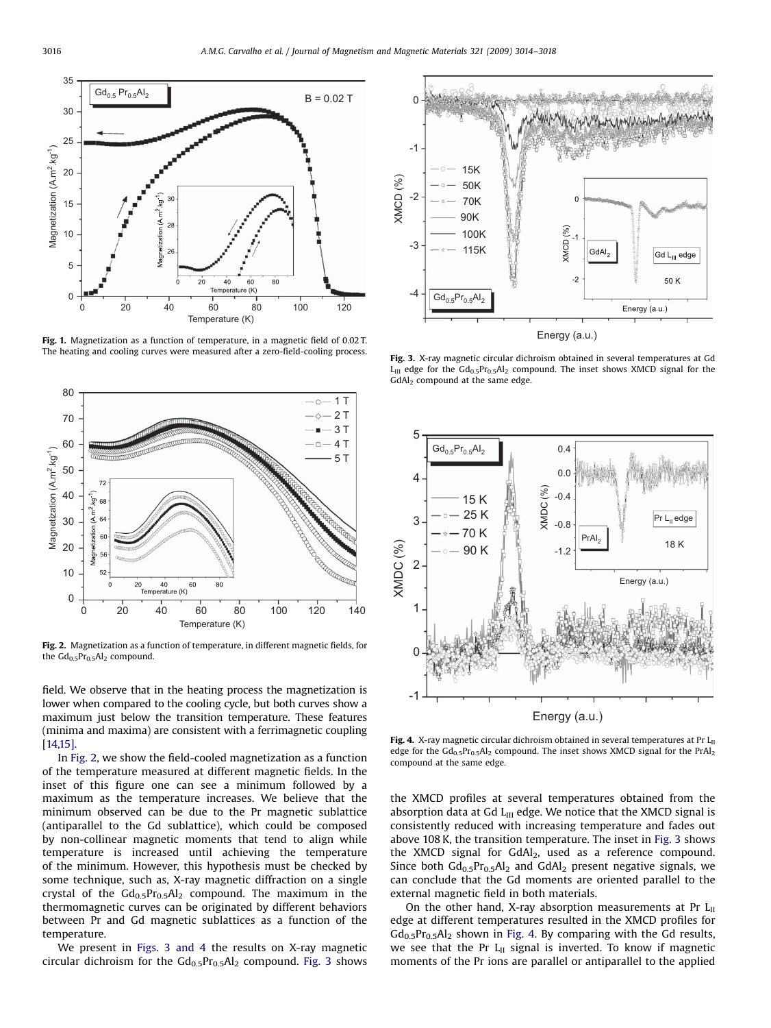Fig. 1. Magnetization as a function of temperature, in a magnetic field of 0.02 T. The heating and cooling curves were measured after a zero-field-cooling process.

Fig. 2. Magnetization as a function of temperature, in different magnetic fields, for the $Gd_{0.5}Pr_{0.5}Al_2$ compound.

field. We observe that in the heating process the magnetization is lower when compared to the cooling cycle, but both curves show a maximum just below the transition temperature. These features (minima and maxima) are consistent with a ferrimagnetic coupling [14,15].

In Fig. 2, we show the field-cooled magnetization as a function of the temperature measured at different magnetic fields. In the inset of this figure one can see a minimum followed by a maximum as the temperature increases. We believe that the minimum observed can be due to the Pr magnetic sublattice (antiparallel to the Gd sublattice), which could be composed by non-collinear magnetic moments that tend to align while temperature is increased until achieving the temperature of the minimum. However, this hypothesis must be checked by some technique, such as, X-ray magnetic diffraction on a single crystal of the $Gd_{0.5}Pr_{0.5}Al_2$ compound. The maximum in the thermomagnetic curves can be originated by different behaviors between Pr and Gd magnetic sublattices as a function of the temperature.

We present in Figs. 3 and 4 the results on X-ray magnetic circular dichroism for the $Gd_{0.5}Pr_{0.5}Al_2$ compound. Fig. 3 shows the XMCD profiles at several temperatures obtained from the absorption data at Gd $L_{III}$ edge. We notice that the XMCD signal is consistently reduced with increasing temperature and fades out above 108 K, the transition temperature. The inset in Fig. 3 shows the XMCD signal for $GdAl_2$, used as a reference compound. Since both $Gd_{0.5}Pr_{0.5}Al_2$ and $GdAl_2$ present negative signals, we can conclude that the Gd moments are oriented parallel to the external magnetic field in both materials.

On the other hand, X-ray absorption measurements at Pr $L_{II}$ edge at different temperatures resulted in the XMCD profiles for $Gd_{0.5}Pr_{0.5}Al_2$ shown in Fig. 4. By comparing with the Gd results, we see that the Pr $L_{II}$ signal is inverted. To know if magnetic moments of the Pr ions are parallel or antiparallel to the applied

Fig. 3. X-ray magnetic circular dichroism obtained in several temperatures at Gd $L_{III}$ edge for the $Gd_{0.5}Pr_{0.5}Al_2$ compound. The inset shows XMCD signal for the $GdAl_2$ compound at the same edge.

Fig. 4. X-ray magnetic circular dichroism obtained in several temperatures at Pr $L_{II}$ edge for the $Gd_{0.5}Pr_{0.5}Al_2$ compound. The inset shows XMCD signal for the $PrAl_2$ compound at the same edge.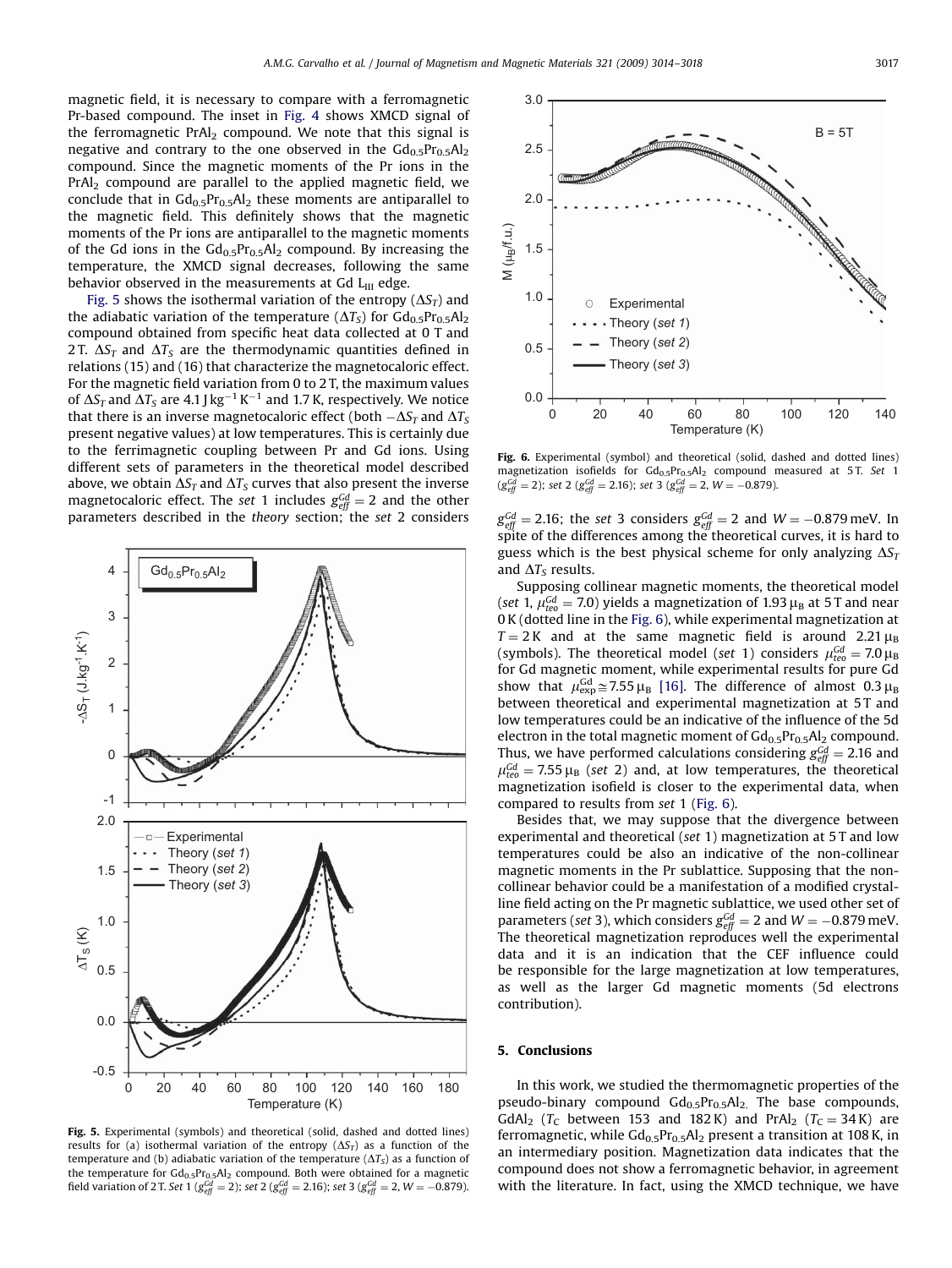magnetic field, it is necessary to compare with a ferromagnetic Pr-based compound. The inset in Fig. 4 shows XMCD signal of the ferromagnetic $PrAl_2$ compound. We note that this signal is negative and contrary to the one observed in the $Gd_{0.5}Pr_{0.5}Al_2$ compound. Since the magnetic moments of the Pr ions in the $PrAl_2$ compound are parallel to the applied magnetic field, we conclude that in $Gd_{0.5}Pr_{0.5}Al_2$ these moments are antiparallel to the magnetic field. This definitely shows that the magnetic moments of the Pr ions are antiparallel to the magnetic moments of the Gd ions in the $Gd_{0.5}Pr_{0.5}Al_2$ compound. By increasing the temperature, the XMCD signal decreases, following the same behavior observed in the measurements at Gd $L_{III}$ edge.

Fig. 5 shows the isothermal variation of the entropy ($\Delta S_T$) and the adiabatic variation of the temperature ($\Delta T_S$) for $Gd_{0.5}Pr_{0.5}Al_2$ compound obtained from specific heat data collected at 0 T and 2 T. $\Delta S_T$ and $\Delta T_S$ are the thermodynamic quantities defined in relations (15) and (16) that characterize the magnetocaloric effect. For the magnetic field variation from 0 to 2 T, the maximum values of $\Delta S_T$ and $\Delta T_S$ are 4.1 J kg$^{-1}$ K$^{-1}$ and 1.7 K, respectively. We notice that there is an inverse magnetocaloric effect (both $-\Delta S_T$ and $\Delta T_S$ present negative values) at low temperatures. This is certainly due to the ferrimagnetic coupling between Pr and Gd ions. Using different sets of parameters in the theoretical model described above, we obtain $\Delta S_T$ and $\Delta T_S$ curves that also present the inverse magnetocaloric effect. The *set* 1 includes $g_{eff}^{Gd} = 2$ and the other parameters described in the *theory* section; the *set* 2 considers $g_{eff}^{Gd} = 2.16$; the *set* 3 considers $g_{eff}^{Gd} = 2$ and $W = -0.879$ meV. In spite of the differences among the theoretical curves, it is hard to guess which is the best physical scheme for only analyzing $\Delta S_T$ and $\Delta T_S$ results.

**Fig. 5.** Experimental (symbols) and theoretical (solid, dashed and dotted lines) results for (a) isothermal variation of the entropy ($\Delta S_T$) as a function of the temperature and (b) adiabatic variation of the temperature ($\Delta T_S$) as a function of the temperature for $Gd_{0.5}Pr_{0.5}Al_2$ compound. Both were obtained for a magnetic field variation of 2 T. *Set* 1 ($g_{eff}^{Gd} = 2$); *set* 2 ($g_{eff}^{Gd} = 2.16$); *set* 3 ($g_{eff}^{Gd} = 2, W = -0.879$).

**Fig. 6.** Experimental (symbol) and theoretical (solid, dashed and dotted lines) magnetization isofields for $Gd_{0.5}Pr_{0.5}Al_2$ compound measured at 5 T. *Set* 1 ($g_{eff}^{Gd} = 2$); *set* 2 ($g_{eff}^{Gd} = 2.16$); *set* 3 ($g_{eff}^{Gd} = 2, W = -0.879$).

Supposing collinear magnetic moments, the theoretical model (*set* 1, $\mu_{teo}^{Gd} = 7.0$) yields a magnetization of 1.93 $\mu_B$ at 5 T and near 0 K (dotted line in the Fig. 6), while experimental magnetization at $T = 2$ K and at the same magnetic field is around 2.21 $\mu_B$ (symbols). The theoretical model (*set* 1) considers $\mu_{teo}^{Gd} = 7.0\,\mu_B$ for Gd magnetic moment, while experimental results for pure Gd show that $\mu_{exp}^{Gd} \cong 7.55\,\mu_B$ [16]. The difference of almost 0.3 $\mu_B$ between theoretical and experimental magnetization at 5 T and low temperatures could be an indicative of the influence of the 5d electron in the total magnetic moment of $Gd_{0.5}Pr_{0.5}Al_2$ compound. Thus, we have performed calculations considering $g_{eff}^{Gd} = 2.16$ and $\mu_{teo}^{Gd} = 7.55\,\mu_B$ (*set* 2) and, at low temperatures, the theoretical magnetization isofield is closer to the experimental data, when compared to results from *set* 1 (Fig. 6).

Besides that, we may suppose that the divergence between experimental and theoretical (*set* 1) magnetization at 5 T and low temperatures could be also an indicative of the non-collinear magnetic moments in the Pr sublattice. Supposing that the non-collinear behavior could be a manifestation of a modified crystal-line field acting on the Pr magnetic sublattice, we used other set of parameters (*set* 3), which considers $g_{eff}^{Gd} = 2$ and $W = -0.879$ meV. The theoretical magnetization reproduces well the experimental data and it is an indication that the CEF influence could be responsible for the large magnetization at low temperatures, as well as the larger Gd magnetic moments (5d electrons contribution).

## 5. Conclusions

In this work, we studied the thermomagnetic properties of the pseudo-binary compound $Gd_{0.5}Pr_{0.5}Al_2$. The base compounds, $GdAl_2$ ($T_C$ between 153 and 182 K) and $PrAl_2$ ($T_C = 34$ K) are ferromagnetic, while $Gd_{0.5}Pr_{0.5}Al_2$ present a transition at 108 K, in an intermediary position. Magnetization data indicates that the compound does not show a ferromagnetic behavior, in agreement with the literature. In fact, using the XMCD technique, we have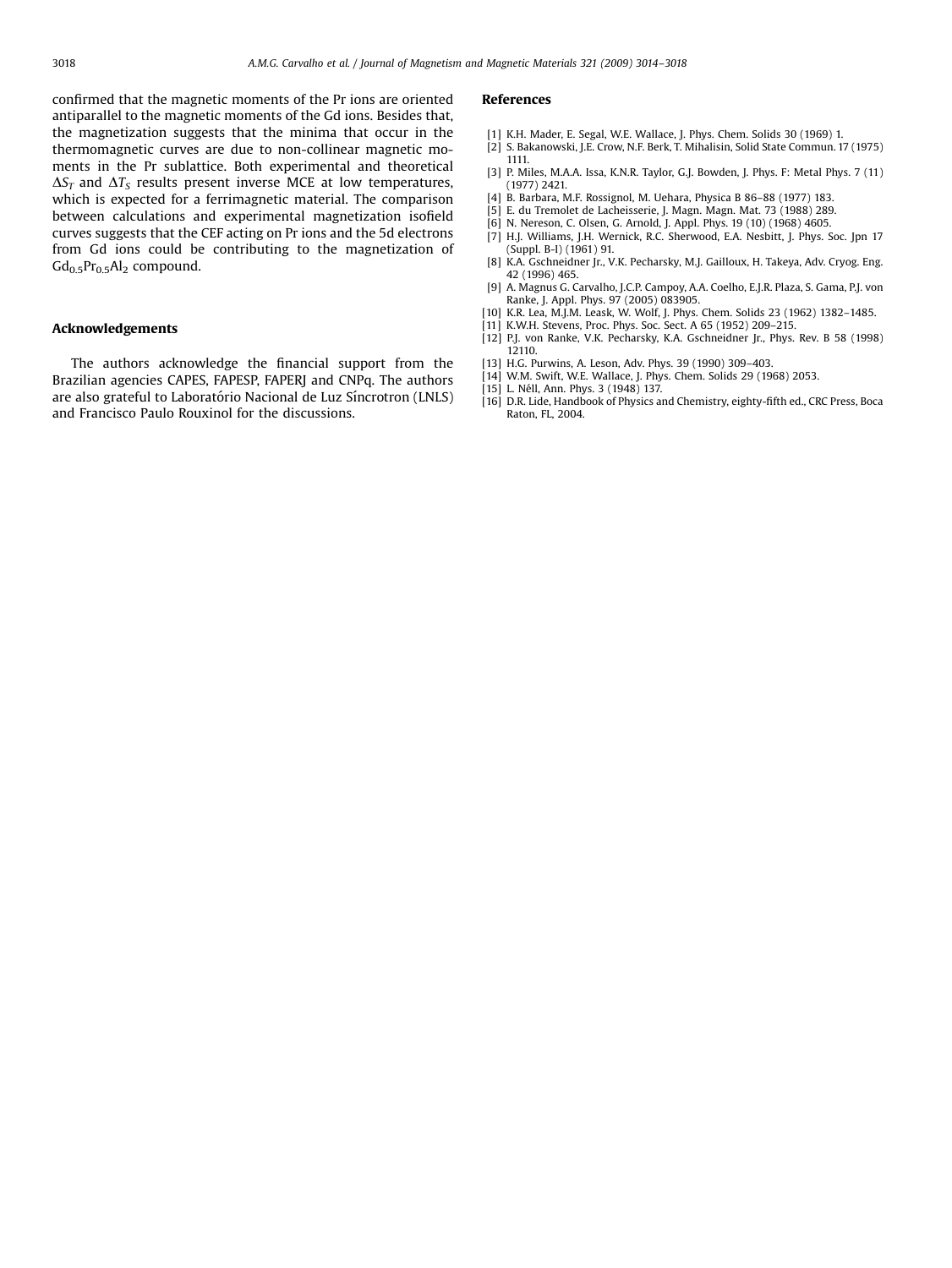confirmed that the magnetic moments of the Pr ions are oriented antiparallel to the magnetic moments of the Gd ions. Besides that, the magnetization suggests that the minima that occur in the thermomagnetic curves are due to non-collinear magnetic moments in the Pr sublattice. Both experimental and theoretical $\Delta S_T$ and $\Delta T_S$ results present inverse MCE at low temperatures, which is expected for a ferrimagnetic material. The comparison between calculations and experimental magnetization isofield curves suggests that the CEF acting on Pr ions and the 5d electrons from Gd ions could be contributing to the magnetization of $Gd_{0.5}Pr_{0.5}Al_2$ compound.

## Acknowledgements

The authors acknowledge the financial support from the Brazilian agencies CAPES, FAPESP, FAPERJ and CNPq. The authors are also grateful to Laboratório Nacional de Luz Síncrotron (LNLS) and Francisco Paulo Rouxinol for the discussions.

## References

[1] K.H. Mader, E. Segal, W.E. Wallace, J. Phys. Chem. Solids 30 (1969) 1.
[2] S. Bakanowski, J.E. Crow, N.F. Berk, T. Mihalisin, Solid State Commun. 17 (1975) 1111.
[3] P. Miles, M.A.A. Issa, K.N.R. Taylor, G.J. Bowden, J. Phys. F: Metal Phys. 7 (11) (1977) 2421.
[4] B. Barbara, M.F. Rossignol, M. Uehara, Physica B 86–88 (1977) 183.
[5] E. du Tremolet de Lacheisserie, J. Magn. Magn. Mat. 73 (1988) 289.
[6] N. Nereson, C. Olsen, G. Arnold, J. Appl. Phys. 19 (10) (1968) 4605.
[7] H.J. Williams, J.H. Wernick, R.C. Sherwood, E.A. Nesbitt, J. Phys. Soc. Jpn 17 (Suppl. B-I) (1961) 91.
[8] K.A. Gschneidner Jr., V.K. Pecharsky, M.J. Gailloux, H. Takeya, Adv. Cryog. Eng. 42 (1996) 465.
[9] A. Magnus G. Carvalho, J.C.P. Campoy, A.A. Coelho, E.J.R. Plaza, S. Gama, P.J. von Ranke, J. Appl. Phys. 97 (2005) 083905.
[10] K.R. Lea, M.J.M. Leask, W. Wolf, J. Phys. Chem. Solids 23 (1962) 1382–1485.
[11] K.W.H. Stevens, Proc. Phys. Soc. Sect. A 65 (1952) 209–215.
[12] P.J. von Ranke, V.K. Pecharsky, K.A. Gschneidner Jr., Phys. Rev. B 58 (1998) 12110.
[13] H.G. Purwins, A. Leson, Adv. Phys. 39 (1990) 309–403.
[14] W.M. Swift, W.E. Wallace, J. Phys. Chem. Solids 29 (1968) 2053.
[15] L. Néll, Ann. Phys. 3 (1948) 137.
[16] D.R. Lide, Handbook of Physics and Chemistry, eighty-fifth ed., CRC Press, Boca Raton, FL, 2004.